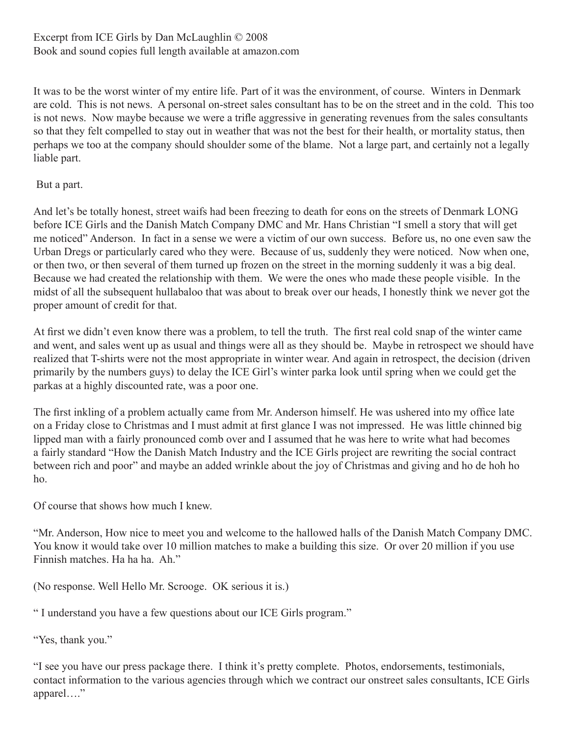Excerpt from ICE Girls by Dan McLaughlin © 2008
Book and sound copies full length available at amazon.com

It was to be the worst winter of my entire life. Part of it was the environment, of course. Winters in Denmark are cold. This is not news. A personal on-street sales consultant has to be on the street and in the cold. This too is not news. Now maybe because we were a trifle aggressive in generating revenues from the sales consultants so that they felt compelled to stay out in weather that was not the best for their health, or mortality status, then perhaps we too at the company should shoulder some of the blame. Not a large part, and certainly not a legally liable part.

But a part.

And let's be totally honest, street waifs had been freezing to death for eons on the streets of Denmark LONG before ICE Girls and the Danish Match Company DMC and Mr. Hans Christian "I smell a story that will get me noticed" Anderson. In fact in a sense we were a victim of our own success. Before us, no one even saw the Urban Dregs or particularly cared who they were. Because of us, suddenly they were noticed. Now when one, or then two, or then several of them turned up frozen on the street in the morning suddenly it was a big deal. Because we had created the relationship with them. We were the ones who made these people visible. In the midst of all the subsequent hullabaloo that was about to break over our heads, I honestly think we never got the proper amount of credit for that.

At first we didn't even know there was a problem, to tell the truth. The first real cold snap of the winter came and went, and sales went up as usual and things were all as they should be. Maybe in retrospect we should have realized that T-shirts were not the most appropriate in winter wear. And again in retrospect, the decision (driven primarily by the numbers guys) to delay the ICE Girl's winter parka look until spring when we could get the parkas at a highly discounted rate, was a poor one.

The first inkling of a problem actually came from Mr. Anderson himself. He was ushered into my office late on a Friday close to Christmas and I must admit at first glance I was not impressed. He was little chinned big lipped man with a fairly pronounced comb over and I assumed that he was here to write what had becomes a fairly standard "How the Danish Match Industry and the ICE Girls project are rewriting the social contract between rich and poor" and maybe an added wrinkle about the joy of Christmas and giving and ho de hoh ho ho.

Of course that shows how much I knew.

"Mr. Anderson, How nice to meet you and welcome to the hallowed halls of the Danish Match Company DMC. You know it would take over 10 million matches to make a building this size. Or over 20 million if you use Finnish matches. Ha ha ha. Ah."

(No response. Well Hello Mr. Scrooge. OK serious it is.)

" I understand you have a few questions about our ICE Girls program."

"Yes, thank you."

"I see you have our press package there. I think it's pretty complete. Photos, endorsements, testimonials, contact information to the various agencies through which we contract our onstreet sales consultants, ICE Girls apparel…."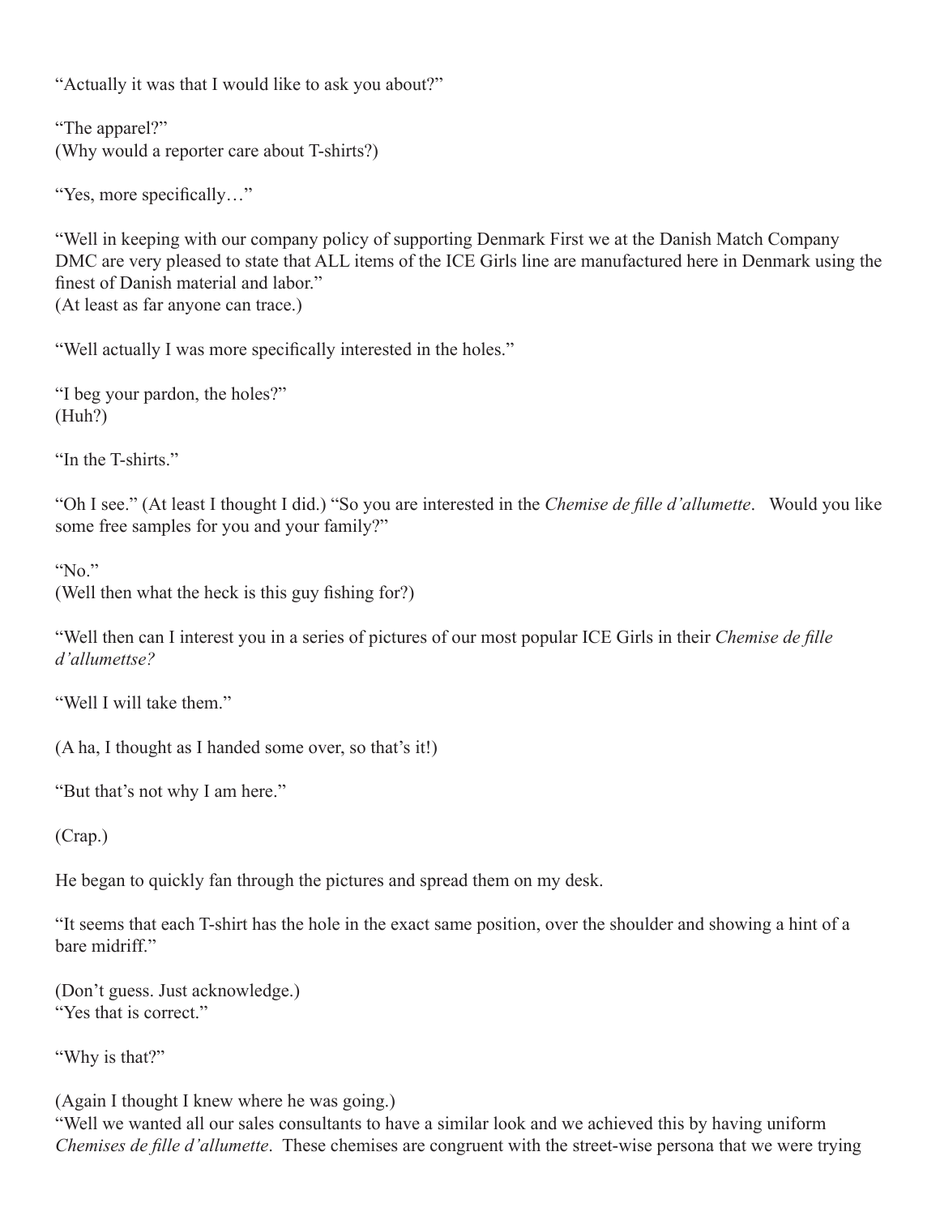"Actually it was that I would like to ask you about?"

"The apparel?"
(Why would a reporter care about T-shirts?)

"Yes, more specifically…"

"Well in keeping with our company policy of supporting Denmark First we at the Danish Match Company DMC are very pleased to state that ALL items of the ICE Girls line are manufactured here in Denmark using the finest of Danish material and labor."
(At least as far anyone can trace.)

"Well actually I was more specifically interested in the holes."

"I beg your pardon, the holes?"
(Huh?)

"In the T-shirts."

"Oh I see." (At least I thought I did.) "So you are interested in the *Chemise de fille d'allumette*. Would you like some free samples for you and your family?"

"No."
(Well then what the heck is this guy fishing for?)

"Well then can I interest you in a series of pictures of our most popular ICE Girls in their *Chemise de fille d'allumettse?*

"Well I will take them."

(A ha, I thought as I handed some over, so that's it!)

"But that's not why I am here."

(Crap.)

He began to quickly fan through the pictures and spread them on my desk.

"It seems that each T-shirt has the hole in the exact same position, over the shoulder and showing a hint of a bare midriff."

(Don't guess. Just acknowledge.)
"Yes that is correct."

"Why is that?"

(Again I thought I knew where he was going.)
"Well we wanted all our sales consultants to have a similar look and we achieved this by having uniform *Chemises de fille d'allumette*. These chemises are congruent with the street-wise persona that we were trying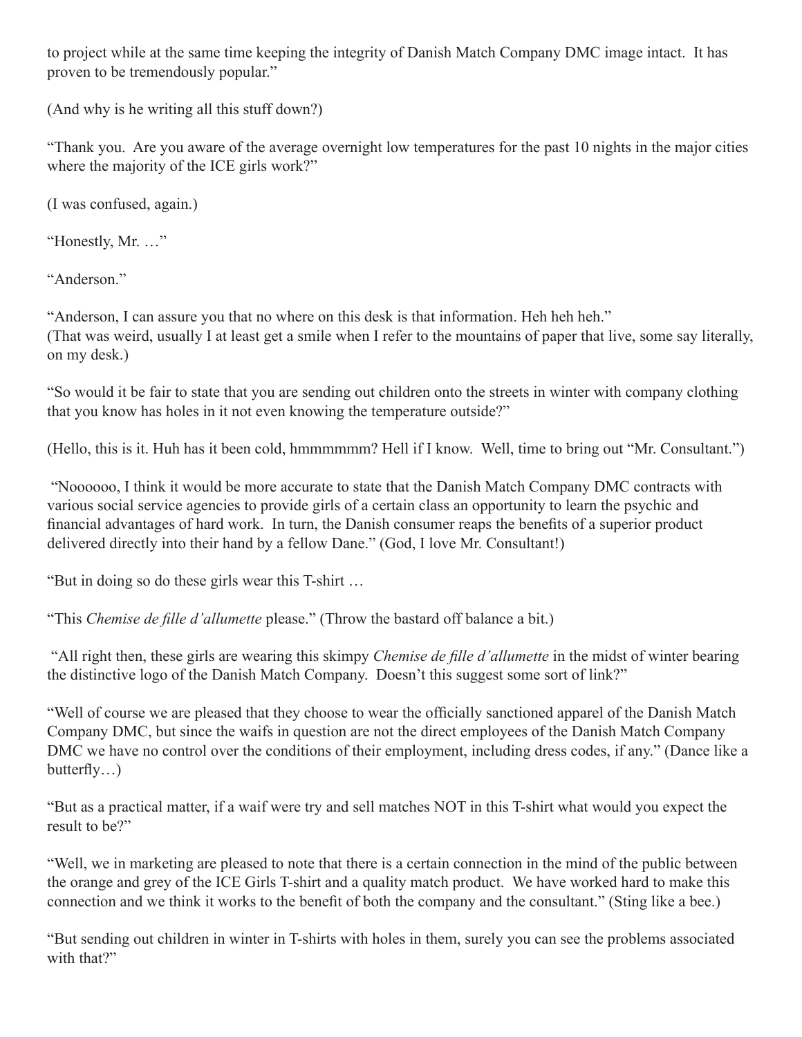to project while at the same time keeping the integrity of Danish Match Company DMC image intact. It has proven to be tremendously popular."

(And why is he writing all this stuff down?)

"Thank you. Are you aware of the average overnight low temperatures for the past 10 nights in the major cities where the majority of the ICE girls work?"

(I was confused, again.)

"Honestly, Mr. …"

"Anderson."

"Anderson, I can assure you that no where on this desk is that information. Heh heh heh."
(That was weird, usually I at least get a smile when I refer to the mountains of paper that live, some say literally, on my desk.)

"So would it be fair to state that you are sending out children onto the streets in winter with company clothing that you know has holes in it not even knowing the temperature outside?"

(Hello, this is it. Huh has it been cold, hmmmmmm? Hell if I know. Well, time to bring out "Mr. Consultant.")

"Noooooo, I think it would be more accurate to state that the Danish Match Company DMC contracts with various social service agencies to provide girls of a certain class an opportunity to learn the psychic and financial advantages of hard work. In turn, the Danish consumer reaps the benefits of a superior product delivered directly into their hand by a fellow Dane." (God, I love Mr. Consultant!)

"But in doing so do these girls wear this T-shirt …

"This *Chemise de fille d'allumette* please." (Throw the bastard off balance a bit.)

"All right then, these girls are wearing this skimpy *Chemise de fille d'allumette* in the midst of winter bearing the distinctive logo of the Danish Match Company. Doesn't this suggest some sort of link?"

"Well of course we are pleased that they choose to wear the officially sanctioned apparel of the Danish Match Company DMC, but since the waifs in question are not the direct employees of the Danish Match Company DMC we have no control over the conditions of their employment, including dress codes, if any." (Dance like a butterfly…)

"But as a practical matter, if a waif were try and sell matches NOT in this T-shirt what would you expect the result to be?"

"Well, we in marketing are pleased to note that there is a certain connection in the mind of the public between the orange and grey of the ICE Girls T-shirt and a quality match product. We have worked hard to make this connection and we think it works to the benefit of both the company and the consultant." (Sting like a bee.)

"But sending out children in winter in T-shirts with holes in them, surely you can see the problems associated with that?"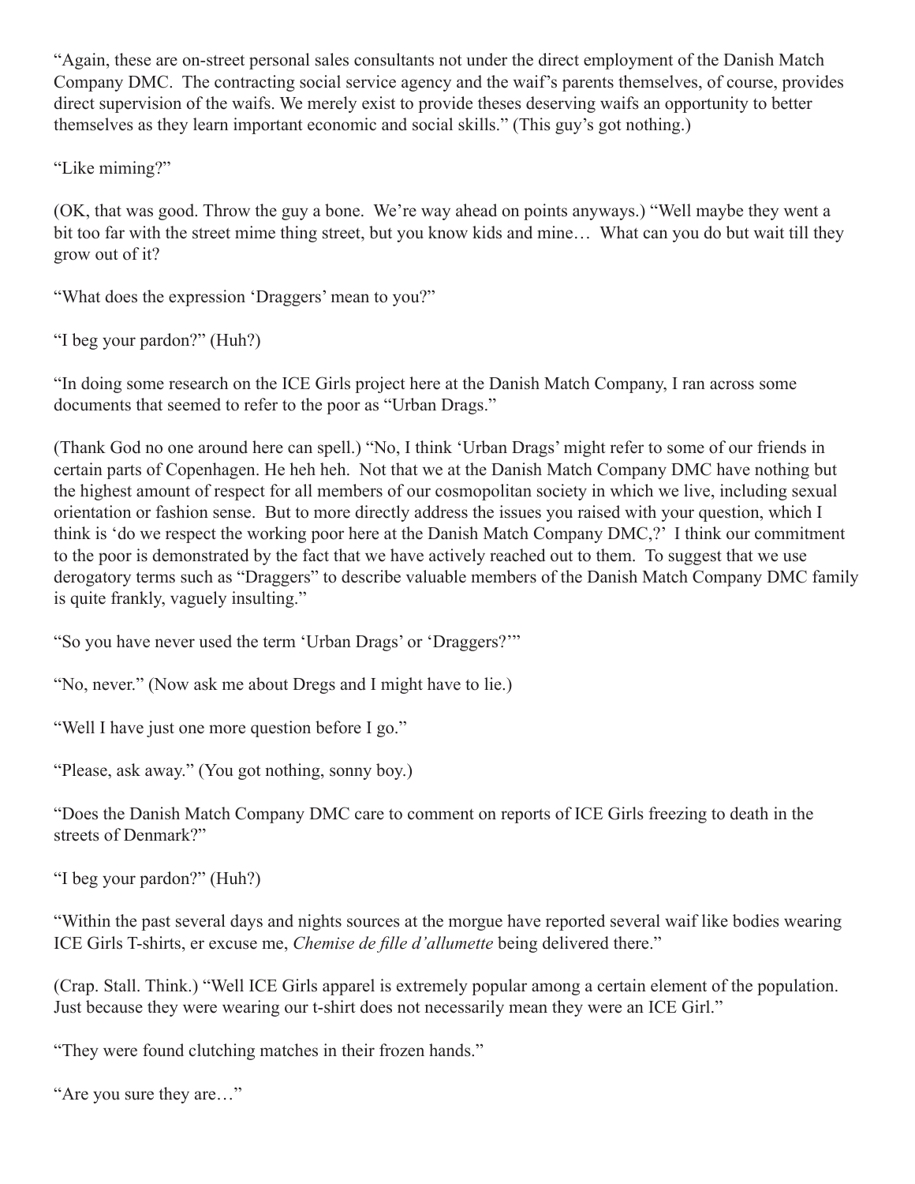"Again, these are on-street personal sales consultants not under the direct employment of the Danish Match Company DMC. The contracting social service agency and the waif's parents themselves, of course, provides direct supervision of the waifs. We merely exist to provide theses deserving waifs an opportunity to better themselves as they learn important economic and social skills." (This guy's got nothing.)

"Like miming?"

(OK, that was good. Throw the guy a bone. We're way ahead on points anyways.) "Well maybe they went a bit too far with the street mime thing street, but you know kids and mine… What can you do but wait till they grow out of it?

"What does the expression 'Draggers' mean to you?"

"I beg your pardon?" (Huh?)

"In doing some research on the ICE Girls project here at the Danish Match Company, I ran across some documents that seemed to refer to the poor as "Urban Drags."

(Thank God no one around here can spell.) "No, I think 'Urban Drags' might refer to some of our friends in certain parts of Copenhagen. He heh heh. Not that we at the Danish Match Company DMC have nothing but the highest amount of respect for all members of our cosmopolitan society in which we live, including sexual orientation or fashion sense. But to more directly address the issues you raised with your question, which I think is 'do we respect the working poor here at the Danish Match Company DMC,?' I think our commitment to the poor is demonstrated by the fact that we have actively reached out to them. To suggest that we use derogatory terms such as "Draggers" to describe valuable members of the Danish Match Company DMC family is quite frankly, vaguely insulting."

"So you have never used the term 'Urban Drags' or 'Draggers?'"

"No, never." (Now ask me about Dregs and I might have to lie.)

"Well I have just one more question before I go."

"Please, ask away." (You got nothing, sonny boy.)

"Does the Danish Match Company DMC care to comment on reports of ICE Girls freezing to death in the streets of Denmark?"

"I beg your pardon?" (Huh?)

"Within the past several days and nights sources at the morgue have reported several waif like bodies wearing ICE Girls T-shirts, er excuse me, *Chemise de fille d'allumette* being delivered there."

(Crap. Stall. Think.) "Well ICE Girls apparel is extremely popular among a certain element of the population. Just because they were wearing our t-shirt does not necessarily mean they were an ICE Girl."

"They were found clutching matches in their frozen hands."

"Are you sure they are…"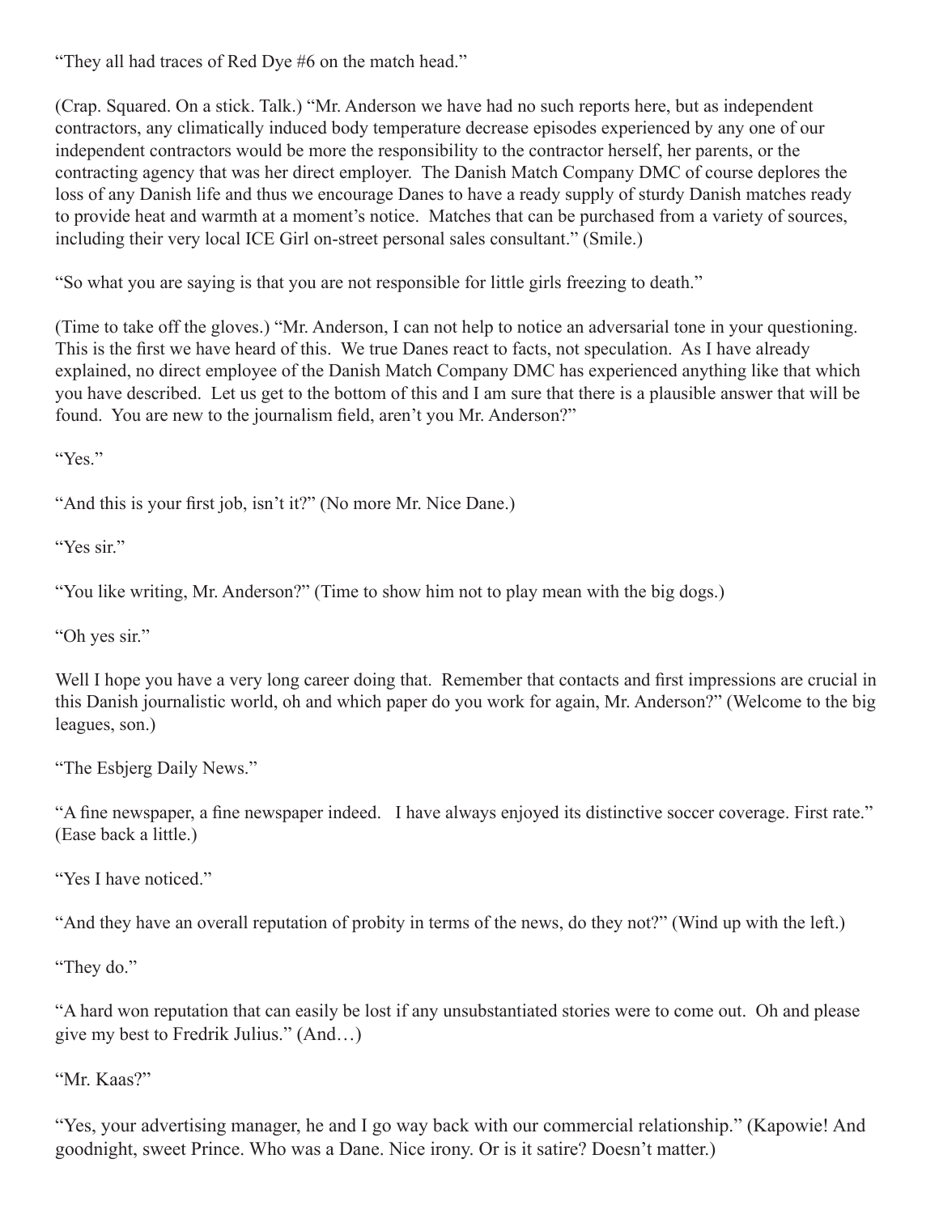"They all had traces of Red Dye #6 on the match head."

(Crap. Squared. On a stick. Talk.) "Mr. Anderson we have had no such reports here, but as independent contractors, any climatically induced body temperature decrease episodes experienced by any one of our independent contractors would be more the responsibility to the contractor herself, her parents, or the contracting agency that was her direct employer. The Danish Match Company DMC of course deplores the loss of any Danish life and thus we encourage Danes to have a ready supply of sturdy Danish matches ready to provide heat and warmth at a moment's notice. Matches that can be purchased from a variety of sources, including their very local ICE Girl on-street personal sales consultant." (Smile.)

"So what you are saying is that you are not responsible for little girls freezing to death."

(Time to take off the gloves.) "Mr. Anderson, I can not help to notice an adversarial tone in your questioning. This is the first we have heard of this. We true Danes react to facts, not speculation. As I have already explained, no direct employee of the Danish Match Company DMC has experienced anything like that which you have described. Let us get to the bottom of this and I am sure that there is a plausible answer that will be found. You are new to the journalism field, aren't you Mr. Anderson?"

"Yes."

"And this is your first job, isn't it?" (No more Mr. Nice Dane.)

"Yes sir."

"You like writing, Mr. Anderson?" (Time to show him not to play mean with the big dogs.)

"Oh yes sir."

Well I hope you have a very long career doing that. Remember that contacts and first impressions are crucial in this Danish journalistic world, oh and which paper do you work for again, Mr. Anderson?" (Welcome to the big leagues, son.)

"The Esbjerg Daily News."

"A fine newspaper, a fine newspaper indeed. I have always enjoyed its distinctive soccer coverage. First rate." (Ease back a little.)

"Yes I have noticed."

"And they have an overall reputation of probity in terms of the news, do they not?" (Wind up with the left.)

"They do."

"A hard won reputation that can easily be lost if any unsubstantiated stories were to come out. Oh and please give my best to Fredrik Julius." (And…)

"Mr. Kaas?"

"Yes, your advertising manager, he and I go way back with our commercial relationship." (Kapowie! And goodnight, sweet Prince. Who was a Dane. Nice irony. Or is it satire? Doesn't matter.)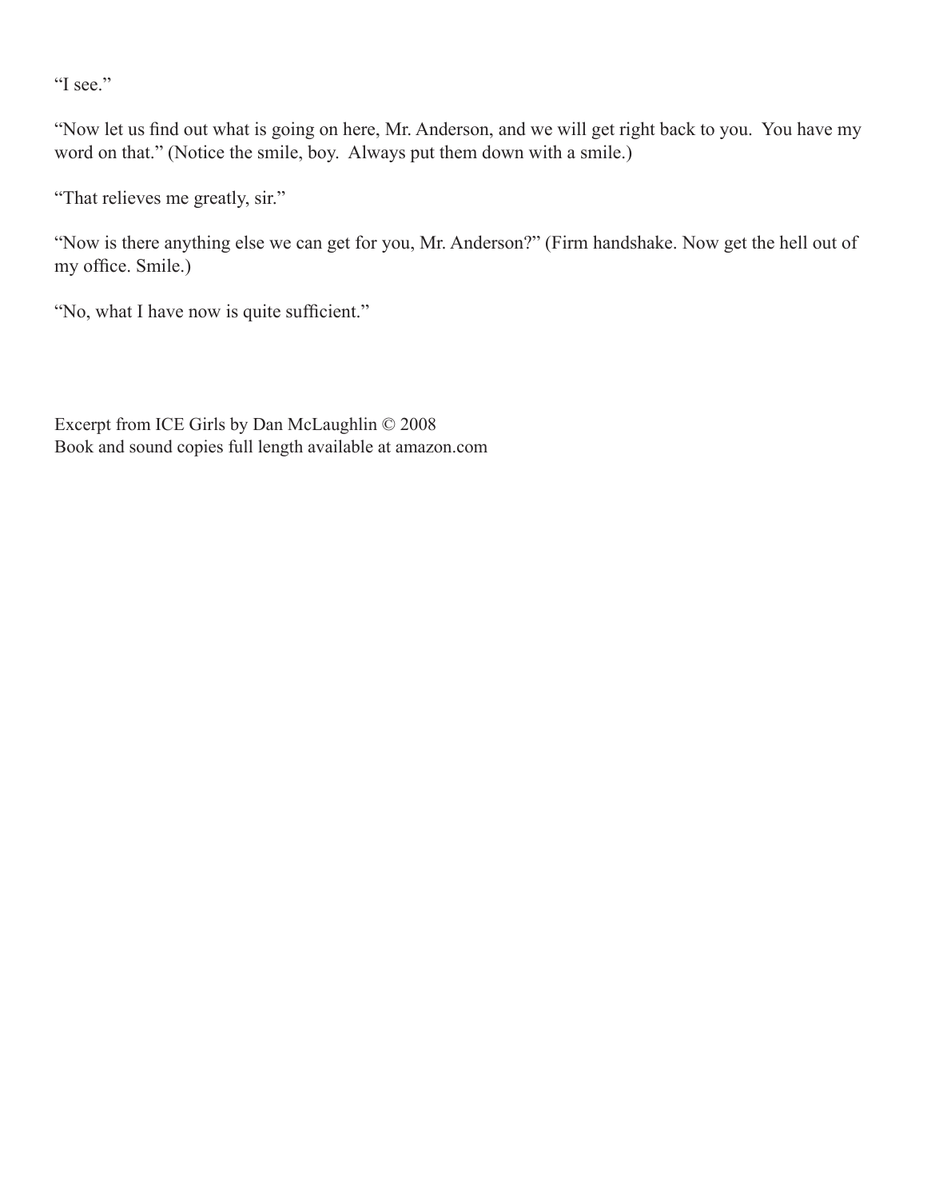"I see."

"Now let us find out what is going on here, Mr. Anderson, and we will get right back to you. You have my word on that." (Notice the smile, boy. Always put them down with a smile.)

"That relieves me greatly, sir."

"Now is there anything else we can get for you, Mr. Anderson?" (Firm handshake. Now get the hell out of my office. Smile.)

"No, what I have now is quite sufficient."

Excerpt from ICE Girls by Dan McLaughlin © 2008
Book and sound copies full length available at amazon.com